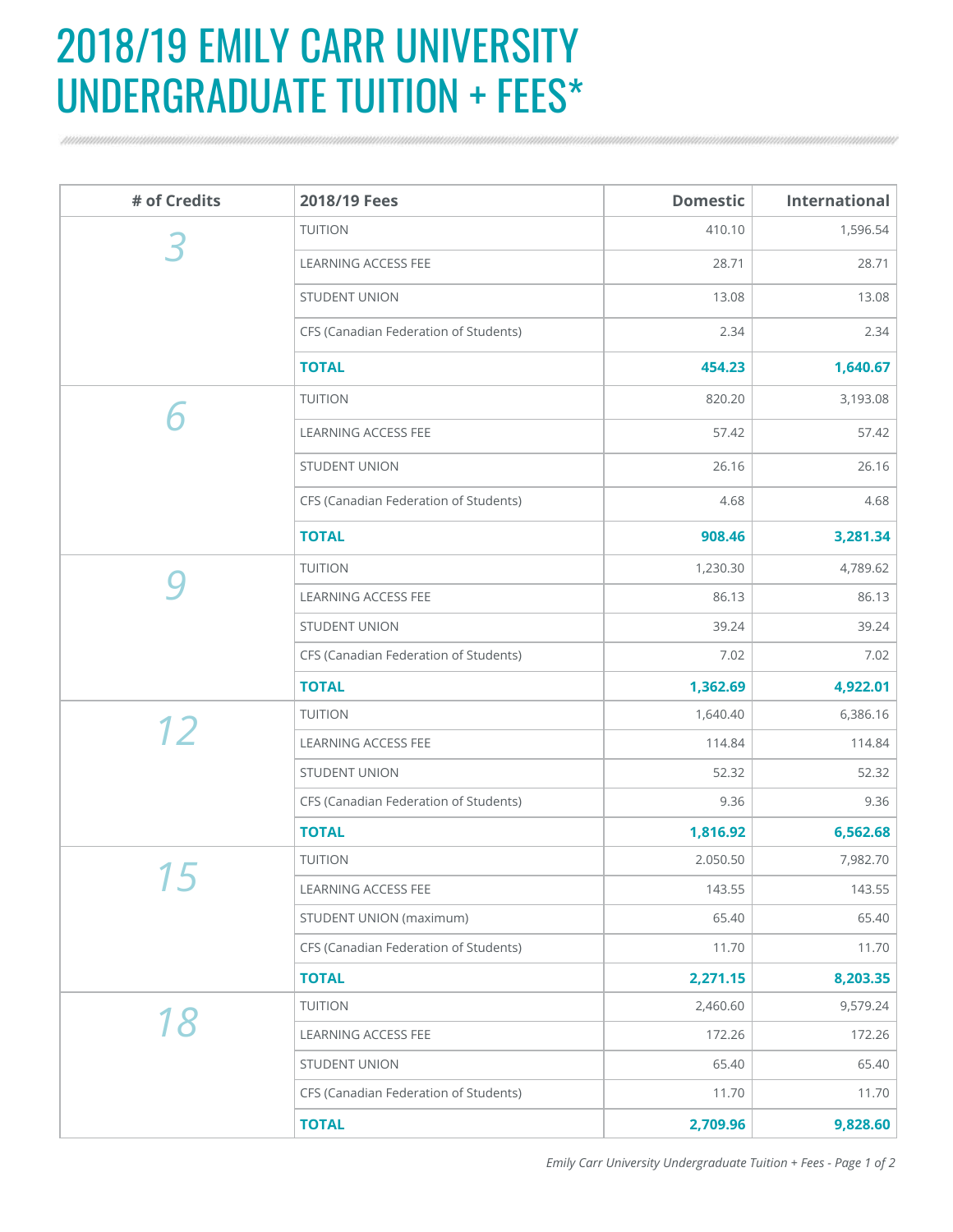# 2018/19 EMILY CARR UNIVERSITY UNDERGRADUATE TUITION + FEES*

| # of Credits | 2018/19 Fees | Domestic | International |
|---|---|---|---|
| 3 | TUITION | 410.10 | 1,596.54 |
| | LEARNING ACCESS FEE | 28.71 | 28.71 |
| | STUDENT UNION | 13.08 | 13.08 |
| | CFS (Canadian Federation of Students) | 2.34 | 2.34 |
| | **TOTAL** | **454.23** | **1,640.67** |
| 6 | TUITION | 820.20 | 3,193.08 |
| | LEARNING ACCESS FEE | 57.42 | 57.42 |
| | STUDENT UNION | 26.16 | 26.16 |
| | CFS (Canadian Federation of Students) | 4.68 | 4.68 |
| | **TOTAL** | **908.46** | **3,281.34** |
| 9 | TUITION | 1,230.30 | 4,789.62 |
| | LEARNING ACCESS FEE | 86.13 | 86.13 |
| | STUDENT UNION | 39.24 | 39.24 |
| | CFS (Canadian Federation of Students) | 7.02 | 7.02 |
| | **TOTAL** | **1,362.69** | **4,922.01** |
| 12 | TUITION | 1,640.40 | 6,386.16 |
| | LEARNING ACCESS FEE | 114.84 | 114.84 |
| | STUDENT UNION | 52.32 | 52.32 |
| | CFS (Canadian Federation of Students) | 9.36 | 9.36 |
| | **TOTAL** | **1,816.92** | **6,562.68** |
| 15 | TUITION | 2.050.50 | 7,982.70 |
| | LEARNING ACCESS FEE | 143.55 | 143.55 |
| | STUDENT UNION (maximum) | 65.40 | 65.40 |
| | CFS (Canadian Federation of Students) | 11.70 | 11.70 |
| | **TOTAL** | **2,271.15** | **8,203.35** |
| 18 | TUITION | 2,460.60 | 9,579.24 |
| | LEARNING ACCESS FEE | 172.26 | 172.26 |
| | STUDENT UNION | 65.40 | 65.40 |
| | CFS (Canadian Federation of Students) | 11.70 | 11.70 |
| | **TOTAL** | **2,709.96** | **9,828.60** |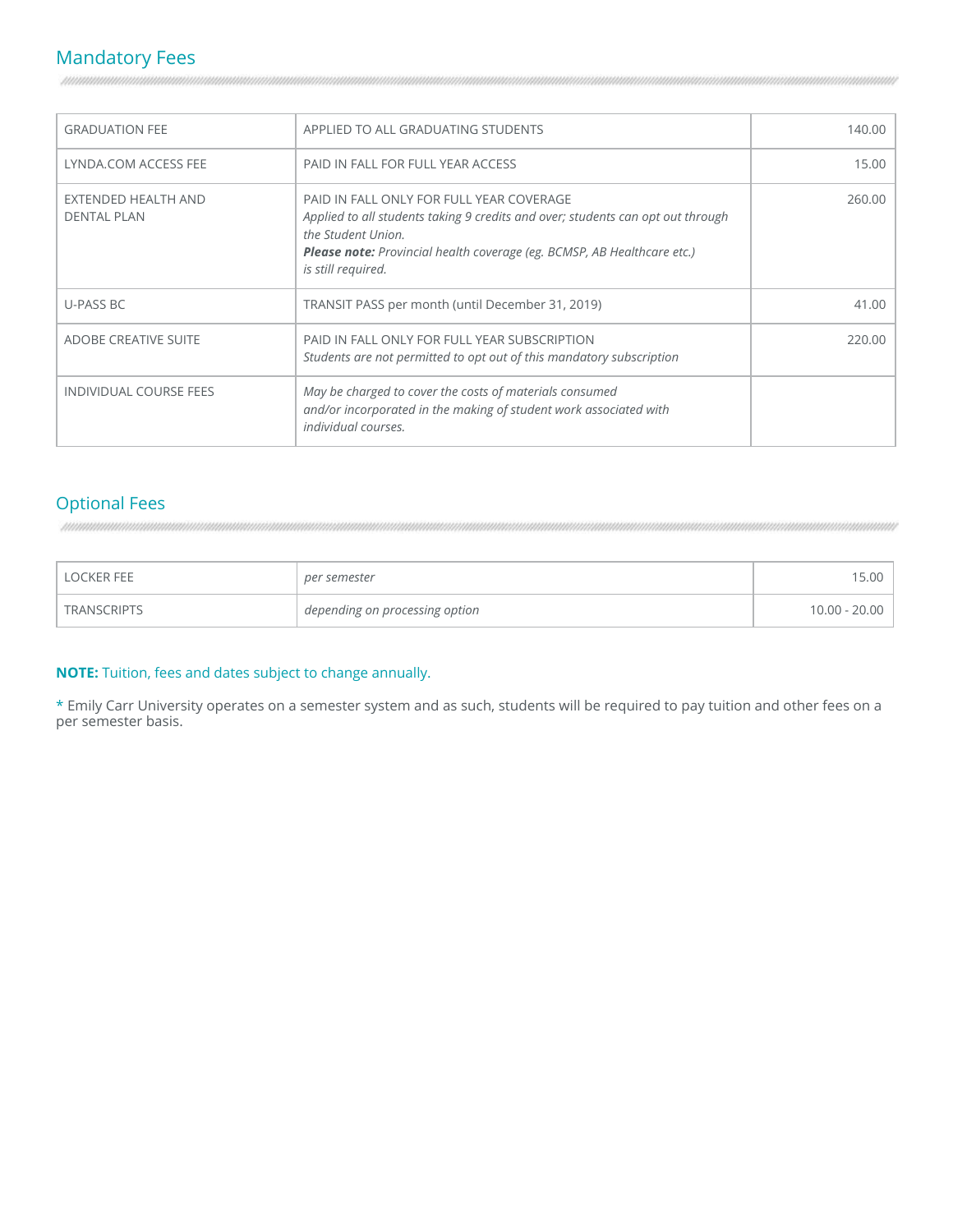## Mandatory Fees

| | | |
|---|---|---|
| GRADUATION FEE | APPLIED TO ALL GRADUATING STUDENTS | 140.00 |
| LYNDA.COM ACCESS FEE | PAID IN FALL FOR FULL YEAR ACCESS | 15.00 |
| EXTENDED HEALTH AND DENTAL PLAN | PAID IN FALL ONLY FOR FULL YEAR COVERAGE<br>*Applied to all students taking 9 credits and over; students can opt out through the Student Union.*<br>***Please note:*** *Provincial health coverage (eg. BCMSP, AB Healthcare etc.) is still required.* | 260.00 |
| U-PASS BC | TRANSIT PASS per month (until December 31, 2019) | 41.00 |
| ADOBE CREATIVE SUITE | PAID IN FALL ONLY FOR FULL YEAR SUBSCRIPTION<br>*Students are not permitted to opt out of this mandatory subscription* | 220.00 |
| INDIVIDUAL COURSE FEES | *May be charged to cover the costs of materials consumed and/or incorporated in the making of student work associated with individual courses.* | |

## Optional Fees

| | | |
|---|---|---|
| LOCKER FEE | *per semester* | 15.00 |
| TRANSCRIPTS | *depending on processing option* | 10.00 - 20.00 |

**NOTE:** Tuition, fees and dates subject to change annually.

* Emily Carr University operates on a semester system and as such, students will be required to pay tuition and other fees on a per semester basis.